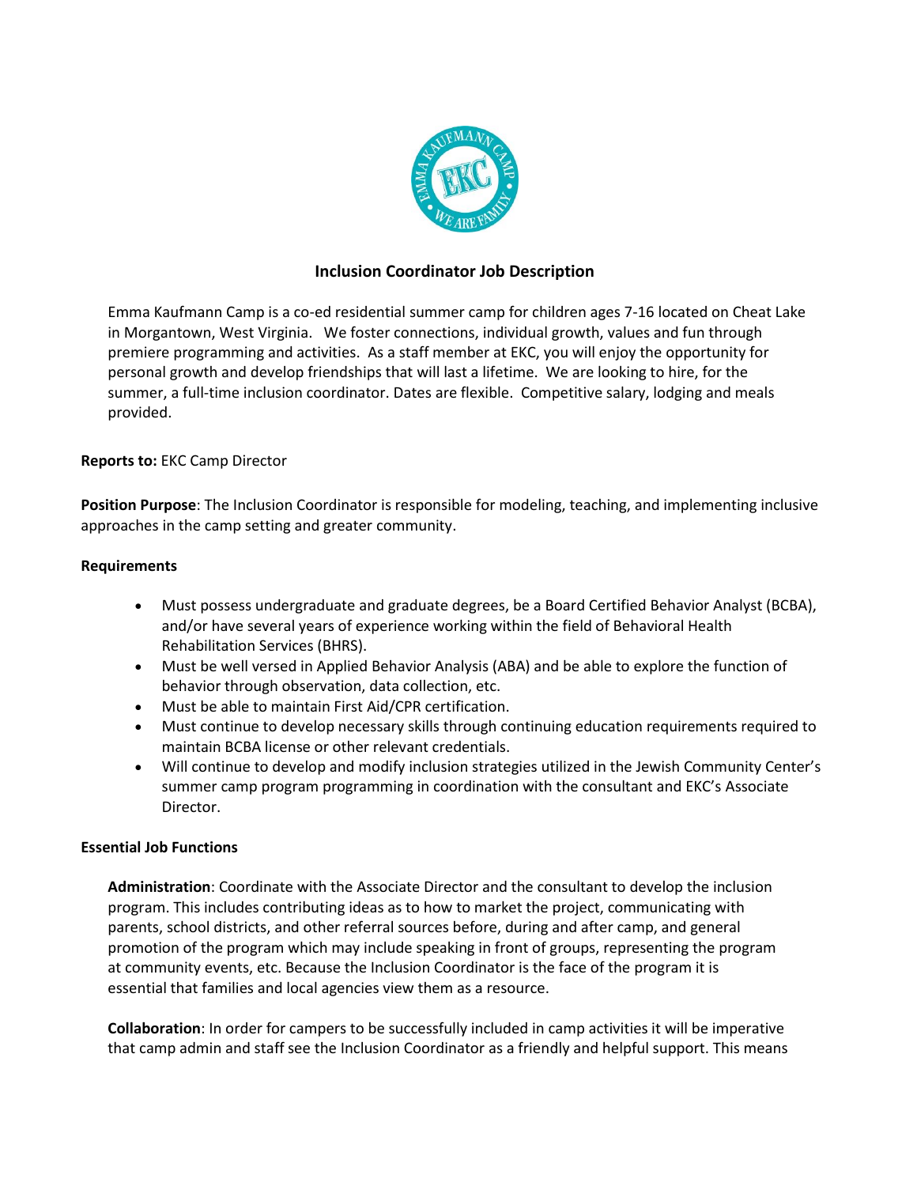# Inclusion Coordinator Job Description

Emma Kaufmann Camp is a co-ed residential summer camp for children ages 7-16 located on Cheat Lake in Morgantown, West Virginia. We foster connections, individual growth, values and fun through premiere programming and activities. As a staff member at EKC, you will enjoy the opportunity for personal growth and develop friendships that will last a lifetime. We are looking to hire, for the summer, a full-time inclusion coordinator. Dates are flexible. Competitive salary, lodging and meals provided.

**Reports to:** EKC Camp Director

**Position Purpose**: The Inclusion Coordinator is responsible for modeling, teaching, and implementing inclusive approaches in the camp setting and greater community.

**Requirements**

- Must possess undergraduate and graduate degrees, be a Board Certified Behavior Analyst (BCBA), and/or have several years of experience working within the field of Behavioral Health Rehabilitation Services (BHRS).
- Must be well versed in Applied Behavior Analysis (ABA) and be able to explore the function of behavior through observation, data collection, etc.
- Must be able to maintain First Aid/CPR certification.
- Must continue to develop necessary skills through continuing education requirements required to maintain BCBA license or other relevant credentials.
- Will continue to develop and modify inclusion strategies utilized in the Jewish Community Center's summer camp program programming in coordination with the consultant and EKC's Associate Director.

**Essential Job Functions**

**Administration**: Coordinate with the Associate Director and the consultant to develop the inclusion program. This includes contributing ideas as to how to market the project, communicating with parents, school districts, and other referral sources before, during and after camp, and general promotion of the program which may include speaking in front of groups, representing the program at community events, etc. Because the Inclusion Coordinator is the face of the program it is essential that families and local agencies view them as a resource.

**Collaboration**: In order for campers to be successfully included in camp activities it will be imperative that camp admin and staff see the Inclusion Coordinator as a friendly and helpful support. This means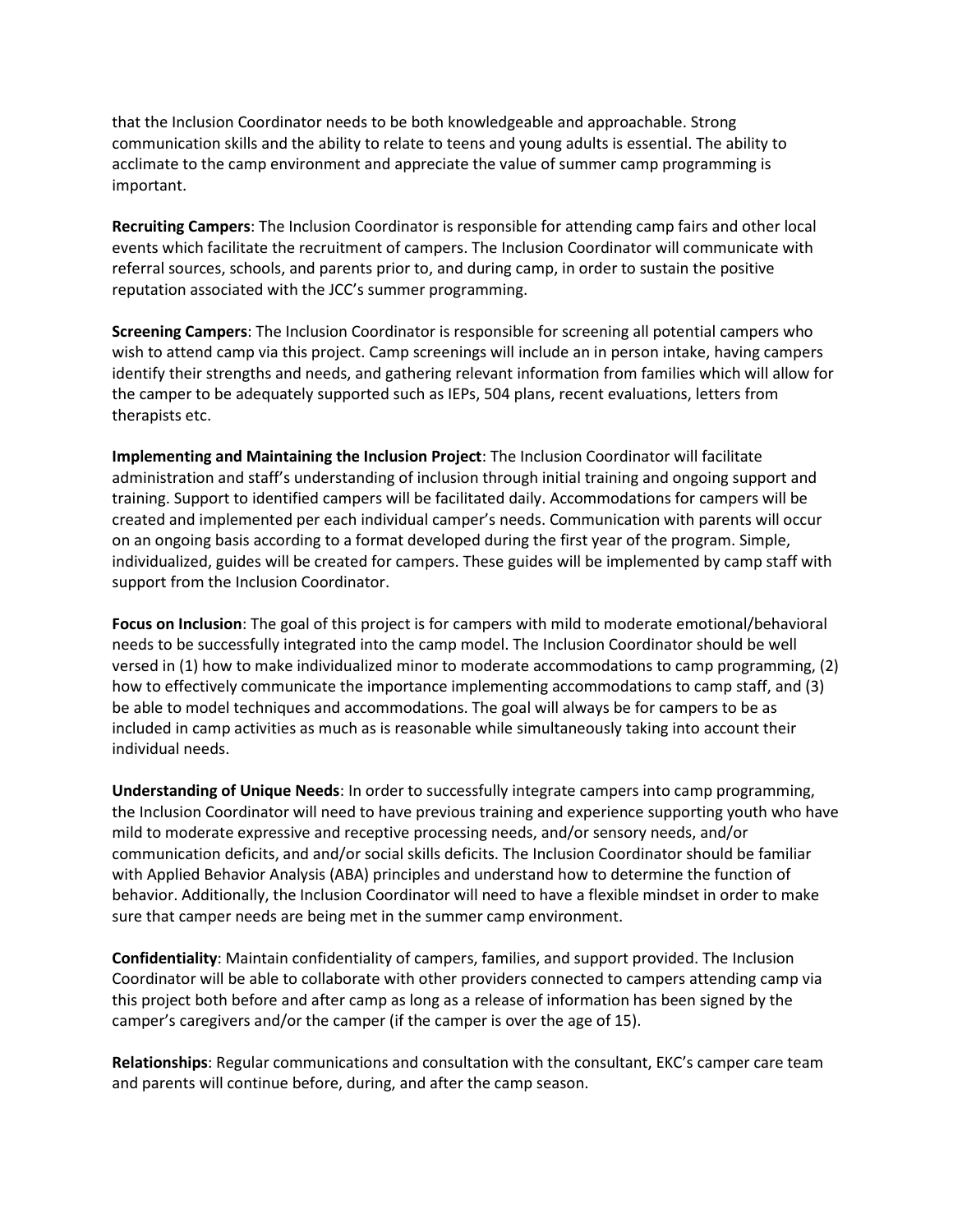that the Inclusion Coordinator needs to be both knowledgeable and approachable. Strong communication skills and the ability to relate to teens and young adults is essential. The ability to acclimate to the camp environment and appreciate the value of summer camp programming is important.

**Recruiting Campers**: The Inclusion Coordinator is responsible for attending camp fairs and other local events which facilitate the recruitment of campers. The Inclusion Coordinator will communicate with referral sources, schools, and parents prior to, and during camp, in order to sustain the positive reputation associated with the JCC's summer programming.

**Screening Campers**: The Inclusion Coordinator is responsible for screening all potential campers who wish to attend camp via this project. Camp screenings will include an in person intake, having campers identify their strengths and needs, and gathering relevant information from families which will allow for the camper to be adequately supported such as IEPs, 504 plans, recent evaluations, letters from therapists etc.

**Implementing and Maintaining the Inclusion Project**: The Inclusion Coordinator will facilitate administration and staff's understanding of inclusion through initial training and ongoing support and training. Support to identified campers will be facilitated daily. Accommodations for campers will be created and implemented per each individual camper's needs. Communication with parents will occur on an ongoing basis according to a format developed during the first year of the program. Simple, individualized, guides will be created for campers. These guides will be implemented by camp staff with support from the Inclusion Coordinator.

**Focus on Inclusion**: The goal of this project is for campers with mild to moderate emotional/behavioral needs to be successfully integrated into the camp model. The Inclusion Coordinator should be well versed in (1) how to make individualized minor to moderate accommodations to camp programming, (2) how to effectively communicate the importance implementing accommodations to camp staff, and (3) be able to model techniques and accommodations. The goal will always be for campers to be as included in camp activities as much as is reasonable while simultaneously taking into account their individual needs.

**Understanding of Unique Needs**: In order to successfully integrate campers into camp programming, the Inclusion Coordinator will need to have previous training and experience supporting youth who have mild to moderate expressive and receptive processing needs, and/or sensory needs, and/or communication deficits, and and/or social skills deficits. The Inclusion Coordinator should be familiar with Applied Behavior Analysis (ABA) principles and understand how to determine the function of behavior. Additionally, the Inclusion Coordinator will need to have a flexible mindset in order to make sure that camper needs are being met in the summer camp environment.

**Confidentiality**: Maintain confidentiality of campers, families, and support provided. The Inclusion Coordinator will be able to collaborate with other providers connected to campers attending camp via this project both before and after camp as long as a release of information has been signed by the camper's caregivers and/or the camper (if the camper is over the age of 15).

**Relationships**: Regular communications and consultation with the consultant, EKC's camper care team and parents will continue before, during, and after the camp season.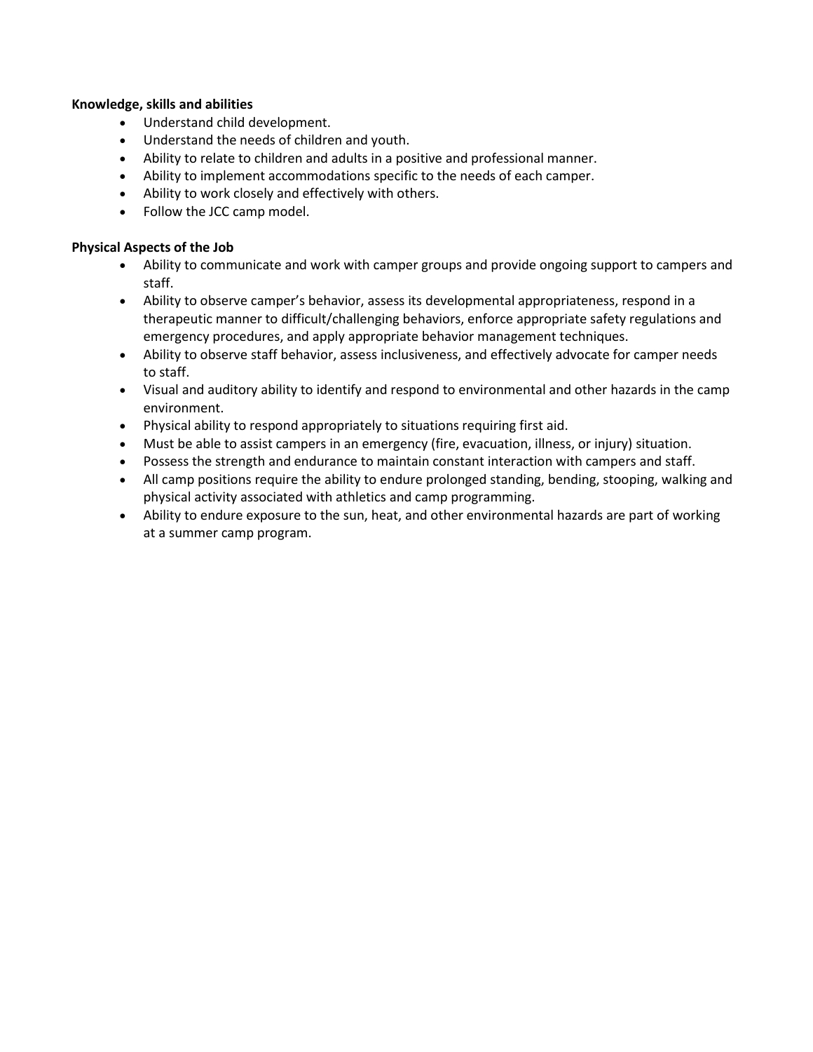**Knowledge, skills and abilities**

- Understand child development.
- Understand the needs of children and youth.
- Ability to relate to children and adults in a positive and professional manner.
- Ability to implement accommodations specific to the needs of each camper.
- Ability to work closely and effectively with others.
- Follow the JCC camp model.

**Physical Aspects of the Job**

- Ability to communicate and work with camper groups and provide ongoing support to campers and staff.
- Ability to observe camper's behavior, assess its developmental appropriateness, respond in a therapeutic manner to difficult/challenging behaviors, enforce appropriate safety regulations and emergency procedures, and apply appropriate behavior management techniques.
- Ability to observe staff behavior, assess inclusiveness, and effectively advocate for camper needs to staff.
- Visual and auditory ability to identify and respond to environmental and other hazards in the camp environment.
- Physical ability to respond appropriately to situations requiring first aid.
- Must be able to assist campers in an emergency (fire, evacuation, illness, or injury) situation.
- Possess the strength and endurance to maintain constant interaction with campers and staff.
- All camp positions require the ability to endure prolonged standing, bending, stooping, walking and physical activity associated with athletics and camp programming.
- Ability to endure exposure to the sun, heat, and other environmental hazards are part of working at a summer camp program.